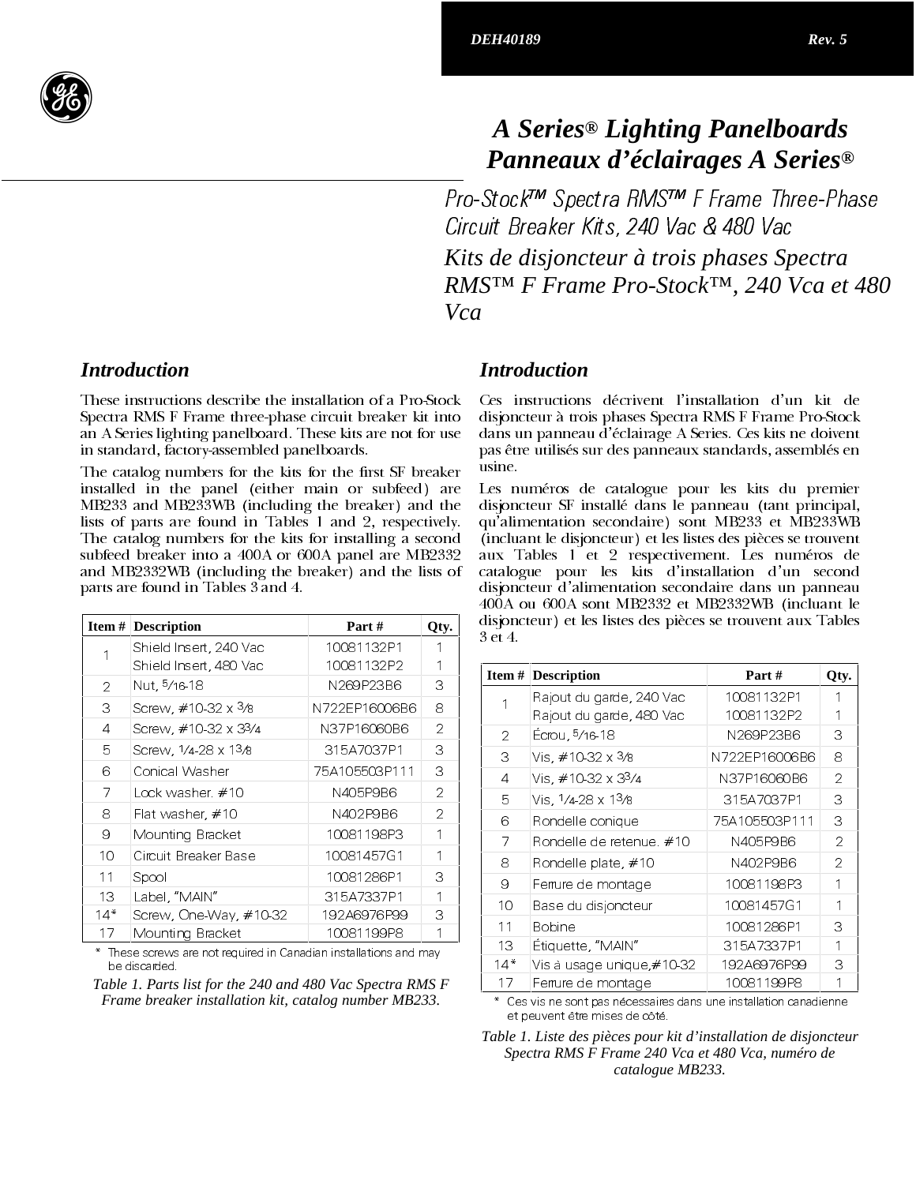DEH40189 Rev. 5

# A Series® Lighting Panelboards
# Panneaux d'éclairages A Series®

## Pro-Stock™ Spectra RMS™ F Frame Three-Phase Circuit Breaker Kits, 240 Vac & 480 Vac

## Kits de disjoncteur à trois phases Spectra RMS™ F Frame Pro-Stock™, 240 Vca et 480 Vca

### Introduction

These instructions describe the installation of a Pro-Stock Spectra RMS F Frame three-phase circuit breaker kit into an A Series lighting panelboard. These kits are not for use in standard, factory-assembled panelboards.

The catalog numbers for the kits for the first SF breaker installed in the panel (either main or subfeed) are MB233 and MB233WB (including the breaker) and the lists of parts are found in Tables 1 and 2, respectively. The catalog numbers for the kits for installing a second subfeed breaker into a 400A or 600A panel are MB2332 and MB2332WB (including the breaker) and the lists of parts are found in Tables 3 and 4.

| Item # | Description | Part # | Qty. |
|---|---|---|---|
| 1 | Shield Insert, 240 Vac | 10081132P1 | 1 |
| | Shield Insert, 480 Vac | 10081132P2 | 1 |
| 2 | Nut, 5/16-18 | N269P23B6 | 3 |
| 3 | Screw, #10-32 x 3/8 | N722EP16006B6 | 8 |
| 4 | Screw, #10-32 x 33/4 | N37P16060B6 | 2 |
| 5 | Screw, 1/4-28 x 13/8 | 315A7037P1 | 3 |
| 6 | Conical Washer | 75A105503P111 | 3 |
| 7 | Lock washer. #10 | N405P9B6 | 2 |
| 8 | Flat washer, #10 | N402P9B6 | 2 |
| 9 | Mounting Bracket | 10081198P3 | 1 |
| 10 | Circuit Breaker Base | 10081457G1 | 1 |
| 11 | Spool | 10081286P1 | 3 |
| 13 | Label, "MAIN" | 315A7337P1 | 1 |
| 14* | Screw, One-Way, #10-32 | 192A6976P99 | 3 |
| 17 | Mounting Bracket | 10081199P8 | 1 |

\* These screws are not required in Canadian installations and may be discarded.

*Table 1. Parts list for the 240 and 480 Vac Spectra RMS F Frame breaker installation kit, catalog number MB233.*

### Introduction

Ces instructions décrivent l'installation d'un kit de disjoncteur à trois phases Spectra RMS F Frame Pro-Stock dans un panneau d'éclairage A Series. Ces kits ne doivent pas être utilisés sur des panneaux standards, assemblés en usine.

Les numéros de catalogue pour les kits du premier disjoncteur SF installé dans le panneau (tant principal, qu'alimentation secondaire) sont MB233 et MB233WB (incluant le disjoncteur) et les listes des pièces se trouvent aux Tables 1 et 2 respectivement. Les numéros de catalogue pour les kits d'installation d'un second disjoncteur d'alimentation secondaire dans un panneau 400A ou 600A sont MB2332 et MB2332WB (incluant le disjoncteur) et les listes des pièces se trouvent aux Tables 3 et 4.

| Item # | Description | Part # | Qty. |
|---|---|---|---|
| 1 | Rajout du garde, 240 Vac | 10081132P1 | 1 |
| | Rajout du garde, 480 Vac | 10081132P2 | 1 |
| 2 | Écrou, 5/16-18 | N269P23B6 | 3 |
| 3 | Vis, #10-32 x 3/8 | N722EP16006B6 | 8 |
| 4 | Vis, #10-32 x 33/4 | N37P16060B6 | 2 |
| 5 | Vis, 1/4-28 x 13/8 | 315A7037P1 | 3 |
| 6 | Rondelle conique | 75A105503P111 | 3 |
| 7 | Rondelle de retenue. #10 | N405P9B6 | 2 |
| 8 | Rondelle plate, #10 | N402P9B6 | 2 |
| 9 | Ferrure de montage | 10081198P3 | 1 |
| 10 | Base du disjoncteur | 10081457G1 | 1 |
| 11 | Bobine | 10081286P1 | 3 |
| 13 | Étiquette, "MAIN" | 315A7337P1 | 1 |
| 14* | Vis à usage unique,#10-32 | 192A6976P99 | 3 |
| 17 | Ferrure de montage | 10081199P8 | 1 |

\* Ces vis ne sont pas nécessaires dans une installation canadienne et peuvent être mises de côté.

*Table 1. Liste des pièces pour kit d'installation de disjoncteur Spectra RMS F Frame 240 Vca et 480 Vca, numéro de catalogue MB233.*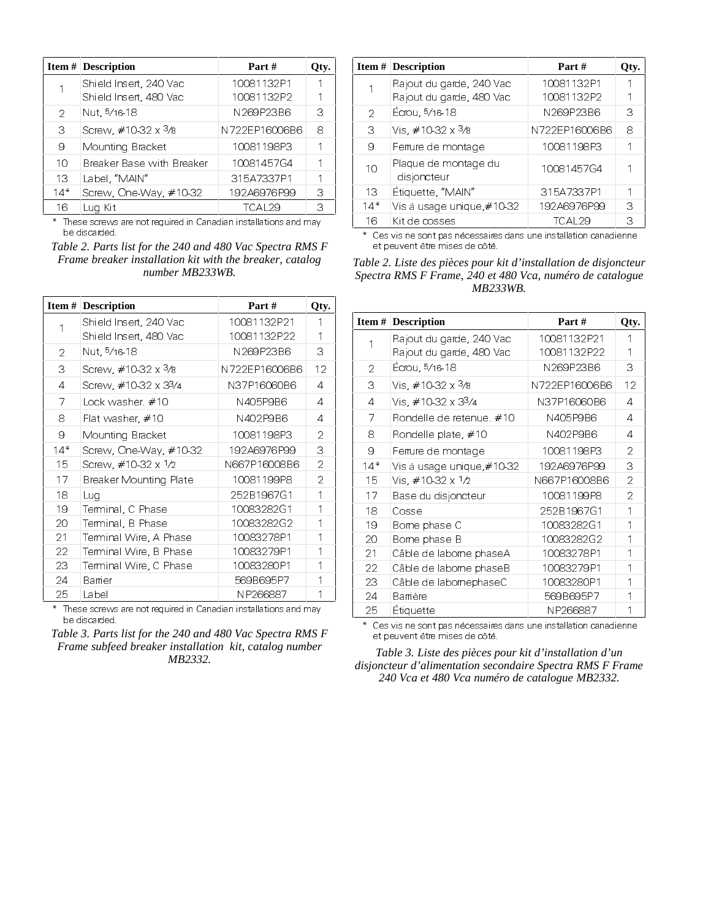| Item # | Description | Part # | Qty. |
|---|---|---|---|
| 1 | Shield Insert, 240 Vac<br>Shield Insert, 480 Vac | 10081132P1<br>10081132P2 | 1<br>1 |
| 2 | Nut, 5/16-18 | N269P23B6 | 3 |
| 3 | Screw, #10-32 x 3/8 | N722EP16006B6 | 8 |
| 9 | Mounting Bracket | 10081198P3 | 1 |
| 10 | Breaker Base with Breaker | 10081457G4 | 1 |
| 13 | Label, "MAIN" | 315A7337P1 | 1 |
| 14* | Screw, One-Way, #10-32 | 192A6976P99 | 3 |
| 16 | Lug Kit | TCAL29 | 3 |

\* These screws are not required in Canadian installations and may be discarded.

*Table 2. Parts list for the 240 and 480 Vac Spectra RMS F Frame breaker installation kit with the breaker, catalog number MB233WB.*

| Item # | Description | Part # | Qty. |
|---|---|---|---|
| 1 | Rajout du garde, 240 Vac<br>Rajout du garde, 480 Vac | 10081132P1<br>10081132P2 | 1<br>1 |
| 2 | Écrou, 5/16-18 | N269P23B6 | 3 |
| 3 | Vis, #10-32 x 3/8 | N722EP16006B6 | 8 |
| 9 | Ferrure de montage | 10081198P3 | 1 |
| 10 | Plaque de montage du disjoncteur | 10081457G4 | 1 |
| 13 | Étiquette, "MAIN" | 315A7337P1 | 1 |
| 14* | Vis à usage unique,#10-32 | 192A6976P99 | 3 |
| 16 | Kit de cosses | TCAL29 | 3 |

\* Ces vis ne sont pas nécessaires dans une installation canadienne et peuvent être mises de côté.

*Table 2. Liste des pièces pour kit d'installation de disjoncteur Spectra RMS F Frame, 240 et 480 Vca, numéro de catalogue MB233WB.*

| Item # | Description | Part # | Qty. |
|---|---|---|---|
| 1 | Shield Insert, 240 Vac<br>Shield Insert, 480 Vac | 10081132P21<br>10081132P22 | 1<br>1 |
| 2 | Nut, 5/16-18 | N269P23B6 | 3 |
| 3 | Screw, #10-32 x 3/8 | N722EP16006B6 | 12 |
| 4 | Screw, #10-32 x 3 3/4 | N37P16060B6 | 4 |
| 7 | Lock washer. #10 | N405P9B6 | 4 |
| 8 | Flat washer, #10 | N402P9B6 | 4 |
| 9 | Mounting Bracket | 10081198P3 | 2 |
| 14* | Screw, One-Way, #10-32 | 192A6976P99 | 3 |
| 15 | Screw, #10-32 x 1/2 | N667P16008B6 | 2 |
| 17 | Breaker Mounting Plate | 10081199P8 | 2 |
| 18 | Lug | 252B1967G1 | 1 |
| 19 | Terminal, C Phase | 10083282G1 | 1 |
| 20 | Terminal, B Phase | 10083282G2 | 1 |
| 21 | Terminal Wire, A Phase | 10083278P1 | 1 |
| 22 | Terminal Wire, B Phase | 10083279P1 | 1 |
| 23 | Terminal Wire, C Phase | 10083280P1 | 1 |
| 24 | Barrier | 569B695P7 | 1 |
| 25 | Label | NP266887 | 1 |

\* These screws are not required in Canadian installations and may be discarded.

*Table 3. Parts list for the 240 and 480 Vac Spectra RMS F Frame subfeed breaker installation kit, catalog number MB2332.*

| Item # | Description | Part # | Qty. |
|---|---|---|---|
| 1 | Rajout du garde, 240 Vac<br>Rajout du garde, 480 Vac | 10081132P21<br>10081132P22 | 1<br>1 |
| 2 | Écrou, 5/16-18 | N269P23B6 | 3 |
| 3 | Vis, #10-32 x 3/8 | N722EP16006B6 | 12 |
| 4 | Vis, #10-32 x 3 3/4 | N37P16060B6 | 4 |
| 7 | Rondelle de retenue. #10 | N405P9B6 | 4 |
| 8 | Rondelle plate, #10 | N402P9B6 | 4 |
| 9 | Ferrure de montage | 10081198P3 | 2 |
| 14* | Vis à usage unique,#10-32 | 192A6976P99 | 3 |
| 15 | Vis, #10-32 x 1/2 | N667P16008B6 | 2 |
| 17 | Base du disjoncteur | 10081199P8 | 2 |
| 18 | Cosse | 252B1967G1 | 1 |
| 19 | Borne phase C | 10083282G1 | 1 |
| 20 | Borne phase B | 10083282G2 | 1 |
| 21 | Câble de laborne phaseA | 10083278P1 | 1 |
| 22 | Câble de laborne phaseB | 10083279P1 | 1 |
| 23 | Câble de labornephaseC | 10083280P1 | 1 |
| 24 | Barrière | 569B695P7 | 1 |
| 25 | Étiquette | NP266887 | 1 |

\* Ces vis ne sont pas nécessaires dans une installation canadienne et peuvent être mises de côté.

*Table 3. Liste des pièces pour kit d'installation d'un disjoncteur d'alimentation secondaire Spectra RMS F Frame 240 Vca et 480 Vca numéro de catalogue MB2332.*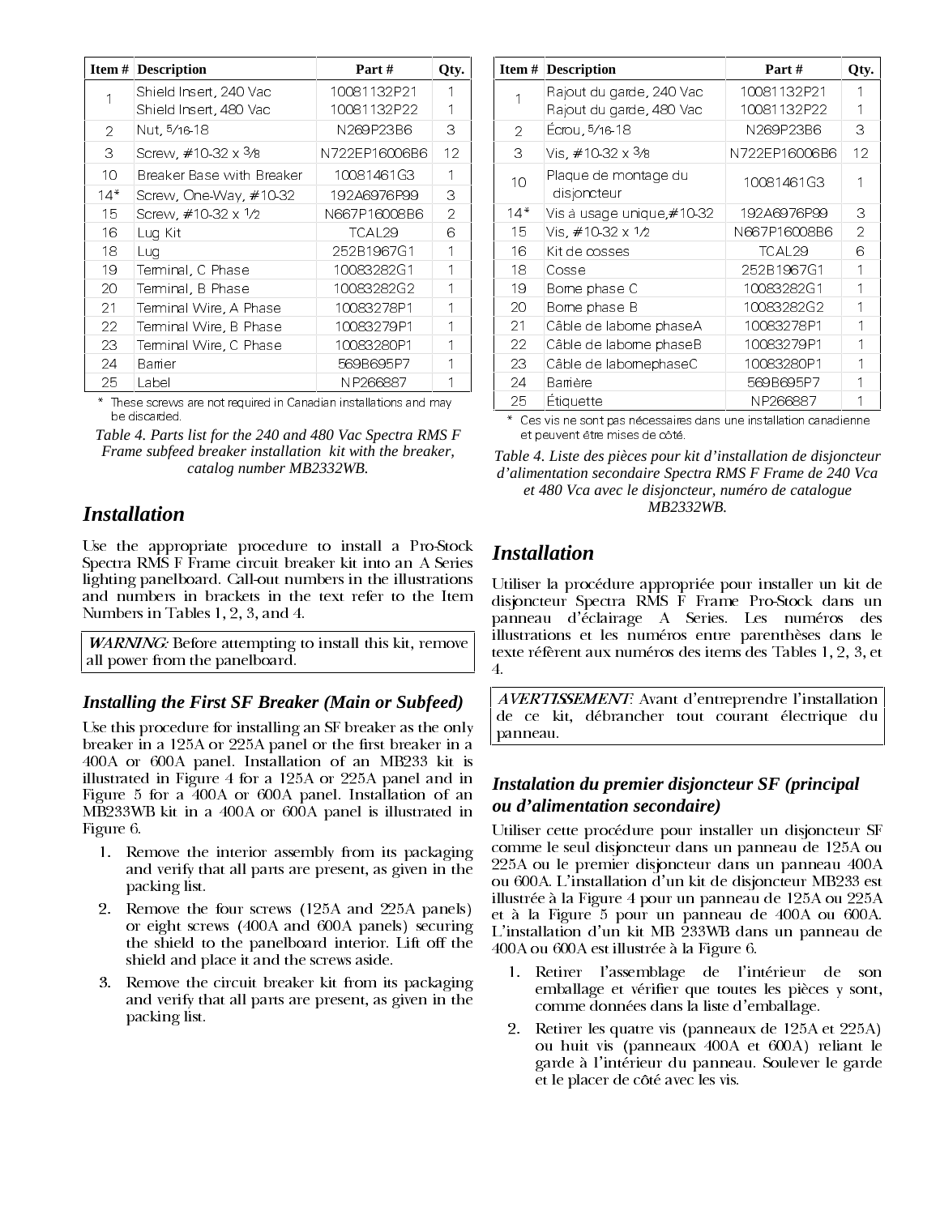| Item # | Description | Part # | Qty. |
|---|---|---|---|
| 1 | Shield Insert, 240 Vac<br>Shield Insert, 480 Vac | 10081132P21<br>10081132P22 | 1<br>1 |
| 2 | Nut, 5/16-18 | N269P23B6 | 3 |
| 3 | Screw, #10-32 x 3/8 | N722EP16006B6 | 12 |
| 10 | Breaker Base with Breaker | 10081461G3 | 1 |
| 14* | Screw, One-Way, #10-32 | 192A6976P99 | 3 |
| 15 | Screw, #10-32 x 1/2 | N667P16008B6 | 2 |
| 16 | Lug Kit | TCAL29 | 6 |
| 18 | Lug | 252B1967G1 | 1 |
| 19 | Terminal, C Phase | 10083282G1 | 1 |
| 20 | Terminal, B Phase | 10083282G2 | 1 |
| 21 | Terminal Wire, A Phase | 10083278P1 | 1 |
| 22 | Terminal Wire, B Phase | 10083279P1 | 1 |
| 23 | Terminal Wire, C Phase | 10083280P1 | 1 |
| 24 | Barrier | 569B695P7 | 1 |
| 25 | Label | NP266887 | 1 |

\* These screws are not required in Canadian installations and may be discarded.

*Table 4. Parts list for the 240 and 480 Vac Spectra RMS F Frame subfeed breaker installation kit with the breaker, catalog number MB2332WB.*

## Installation

Use the appropriate procedure to install a Pro-Stock Spectra RMS F Frame circuit breaker kit into an A Series lighting panelboard. Call-out numbers in the illustrations and numbers in brackets in the text refer to the Item Numbers in Tables 1, 2, 3, and 4.

> ***WARNING:*** Before attempting to install this kit, remove all power from the panelboard.

### Installing the First SF Breaker (Main or Subfeed)

Use this procedure for installing an SF breaker as the only breaker in a 125A or 225A panel or the first breaker in a 400A or 600A panel. Installation of an MB233 kit is illustrated in Figure 4 for a 125A or 225A panel and in Figure 5 for a 400A or 600A panel. Installation of an MB233WB kit in a 400A or 600A panel is illustrated in Figure 6.

1. Remove the interior assembly from its packaging and verify that all parts are present, as given in the packing list.
2. Remove the four screws (125A and 225A panels) or eight screws (400A and 600A panels) securing the shield to the panelboard interior. Lift off the shield and place it and the screws aside.
3. Remove the circuit breaker kit from its packaging and verify that all parts are present, as given in the packing list.

| Item # | Description | Part # | Qty. |
|---|---|---|---|
| 1 | Rajout du garde, 240 Vac<br>Rajout du garde, 480 Vac | 10081132P21<br>10081132P22 | 1<br>1 |
| 2 | Écrou, 5/16-18 | N269P23B6 | 3 |
| 3 | Vis, #10-32 x 3/8 | N722EP16006B6 | 12 |
| 10 | Plaque de montage du disjoncteur | 10081461G3 | 1 |
| 14* | Vis à usage unique,#10-32 | 192A6976P99 | 3 |
| 15 | Vis, #10-32 x 1/2 | N667P16008B6 | 2 |
| 16 | Kit de cosses | TCAL29 | 6 |
| 18 | Cosse | 252B1967G1 | 1 |
| 19 | Borne phase C | 10083282G1 | 1 |
| 20 | Borne phase B | 10083282G2 | 1 |
| 21 | Câble de laborne phaseA | 10083278P1 | 1 |
| 22 | Câble de laborne phaseB | 10083279P1 | 1 |
| 23 | Câble de labornephaseC | 10083280P1 | 1 |
| 24 | Barrière | 569B695P7 | 1 |
| 25 | Étiquette | NP266887 | 1 |

\* Ces vis ne sont pas nécessaires dans une installation canadienne et peuvent être mises de côté.

*Table 4. Liste des pièces pour kit d'installation de disjoncteur d'alimentation secondaire Spectra RMS F Frame de 240 Vca et 480 Vca avec le disjoncteur, numéro de catalogue MB2332WB.*

## Installation

Utiliser la procédure appropriée pour installer un kit de disjoncteur Spectra RMS F Frame Pro-Stock dans un panneau d'éclairage A Series. Les numéros des illustrations et les numéros entre parenthèses dans le texte réfèrent aux numéros des items des Tables 1, 2, 3, et 4.

> ***AVERTISSEMENT:*** Avant d'entreprendre l'installation de ce kit, débrancher tout courant électrique du panneau.

### Instalation du premier disjoncteur SF (principal ou d'alimentation secondaire)

Utiliser cette procédure pour installer un disjoncteur SF comme le seul disjoncteur dans un panneau de 125A ou 225A ou le premier disjoncteur dans un panneau 400A ou 600A. L'installation d'un kit de disjoncteur MB233 est illustrée à la Figure 4 pour un panneau de 125A ou 225A et à la Figure 5 pour un panneau de 400A ou 600A. L'installation d'un kit MB 233WB dans un panneau de 400A ou 600A est illustrée à la Figure 6.

1. Retirer l'assemblage de l'intérieur de son emballage et vérifier que toutes les pièces y sont, comme données dans la liste d'emballage.
2. Retirer les quatre vis (panneaux de 125A et 225A) ou huit vis (panneaux 400A et 600A) reliant le garde à l'intérieur du panneau. Soulever le garde et le placer de côté avec les vis.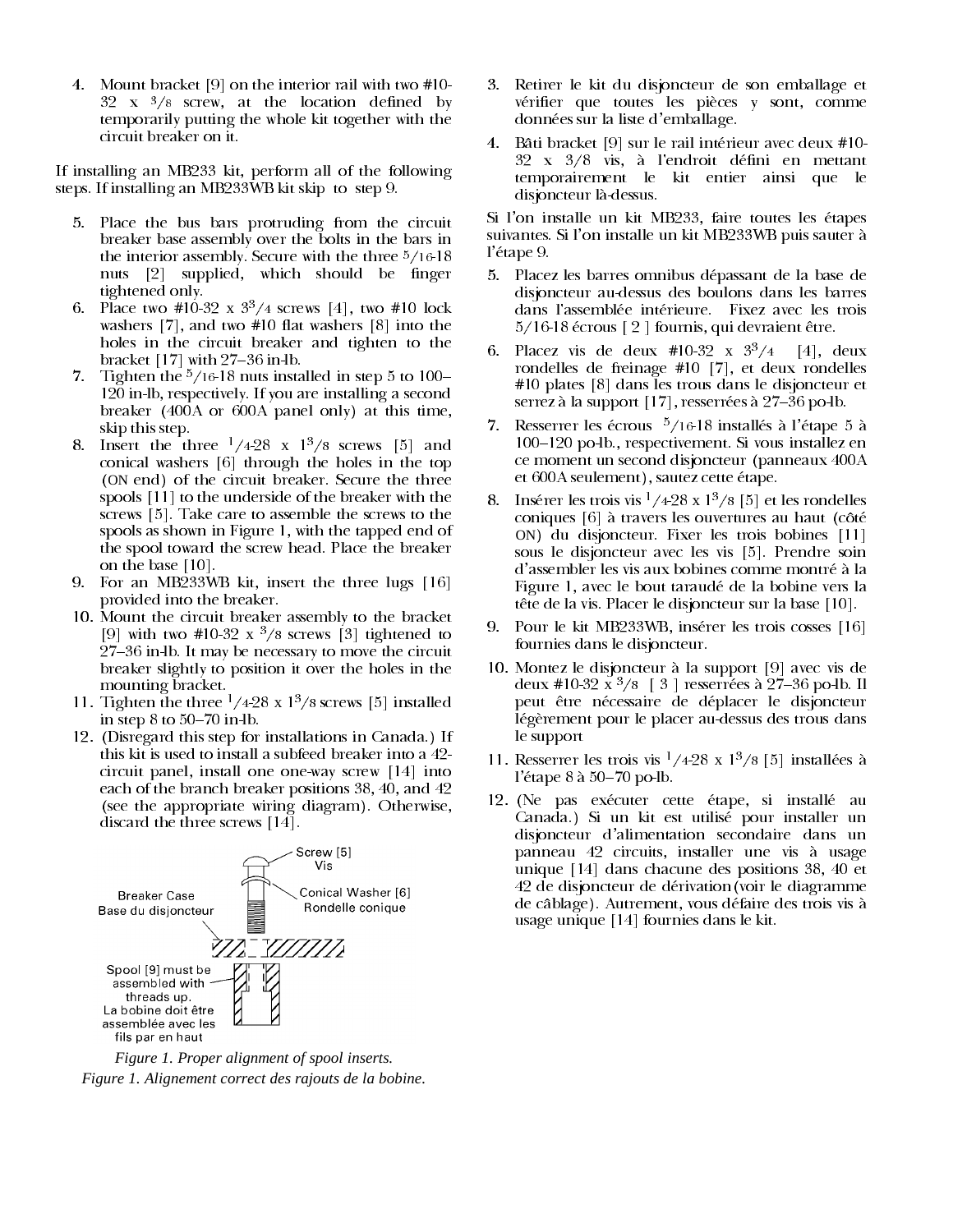4. Mount bracket [9] on the interior rail with two #10-32 x $^3/_8$ screw, at the location defined by temporarily putting the whole kit together with the circuit breaker on it.

If installing an MB233 kit, perform all of the following steps. If installing an MB233WB kit skip to step 9.

5. Place the bus bars protruding from the circuit breaker base assembly over the bolts in the bars in the interior assembly. Secure with the three $^5/_{16}$-18 nuts [2] supplied, which should be finger tightened only.
6. Place two #10-32 x $3^3/_4$ screws [4], two #10 lock washers [7], and two #10 flat washers [8] into the holes in the circuit breaker and tighten to the bracket [17] with 27–36 in-lb.
7. Tighten the $^5/_{16}$-18 nuts installed in step 5 to 100–120 in-lb, respectively. If you are installing a second breaker (400A or 600A panel only) at this time, skip this step.
8. Insert the three $^1/_4$-28 x $1^3/_8$ screws [5] and conical washers [6] through the holes in the top (ON end) of the circuit breaker. Secure the three spools [11] to the underside of the breaker with the screws [5]. Take care to assemble the screws to the spools as shown in Figure 1, with the tapped end of the spool toward the screw head. Place the breaker on the base [10].
9. For an MB233WB kit, insert the three lugs [16] provided into the breaker.
10. Mount the circuit breaker assembly to the bracket [9] with two #10-32 x $^3/_8$ screws [3] tightened to 27–36 in-lb. It may be necessary to move the circuit breaker slightly to position it over the holes in the mounting bracket.
11. Tighten the three $^1/_4$-28 x $1^3/_8$ screws [5] installed in step 8 to 50–70 in-lb.
12. (Disregard this step for installations in Canada.) If this kit is used to install a subfeed breaker into a 42-circuit panel, install one one-way screw [14] into each of the branch breaker positions 38, 40, and 42 (see the appropriate wiring diagram). Otherwise, discard the three screws [14].

Screw [5] / Vis
Conical Washer [6] / Rondelle conique
Breaker Case / Base du disjoncteur
Spool [9] must be assembled with threads up. / La bobine doit être assemblée avec les fils par en haut

*Figure 1. Proper alignment of spool inserts.*

*Figure 1. Alignement correct des rajouts de la bobine.*

3. Retirer le kit du disjoncteur de son emballage et vérifier que toutes les pièces y sont, comme données sur la liste d'emballage.
4. Bâti bracket [9] sur le rail intérieur avec deux #10-32 x 3/8 vis, à l'endroit défini en mettant temporairement le kit entier ainsi que le disjoncteur là-dessus.

Si l'on installe un kit MB233, faire toutes les étapes suivantes. Si l'on installe un kit MB233WB puis sauter à l'étape 9.

5. Placez les barres omnibus dépassant de la base de disjoncteur au-dessus des boulons dans les barres dans l'assemblée intérieure. Fixez avec les trois 5/16-18 écrous [ 2 ] fournis, qui devraient être.
6. Placez vis de deux #10-32 x $3^3/_4$ [4], deux rondelles de freinage #10 [7], et deux rondelles #10 plates [8] dans les trous dans le disjoncteur et serrez à la support [17], resserrées à 27–36 po-lb.
7. Resserrer les écrous $^5/_{16}$-18 installés à l'étape 5 à 100–120 po-lb., respectivement. Si vous installez en ce moment un second disjoncteur (panneaux 400A et 600A seulement), sautez cette étape.
8. Insérer les trois vis $^1/_4$-28 x $1^3/_8$ [5] et les rondelles coniques [6] à travers les ouvertures au haut (côté ON) du disjoncteur. Fixer les trois bobines [11] sous le disjoncteur avec les vis [5]. Prendre soin d'assembler les vis aux bobines comme montré à la Figure 1, avec le bout taraudé de la bobine vers la tête de la vis. Placer le disjoncteur sur la base [10].
9. Pour le kit MB233WB, insérer les trois cosses [16] fournies dans le disjoncteur.
10. Montez le disjoncteur à la support [9] avec vis de deux #10-32 x $^3/_8$ [ 3 ] resserrées à 27–36 po-lb. Il peut être nécessaire de déplacer le disjoncteur légèrement pour le placer au-dessus des trous dans le support
11. Resserrer les trois vis $^1/_4$-28 x $1^3/_8$ [5] installées à l'étape 8 à 50–70 po-lb.
12. (Ne pas exécuter cette étape, si installé au Canada.) Si un kit est utilisé pour installer un disjoncteur d'alimentation secondaire dans un panneau 42 circuits, installer une vis à usage unique [14] dans chacune des positions 38, 40 et 42 de disjoncteur de dérivation (voir le diagramme de câblage). Autrement, vous défaire des trois vis à usage unique [14] fournies dans le kit.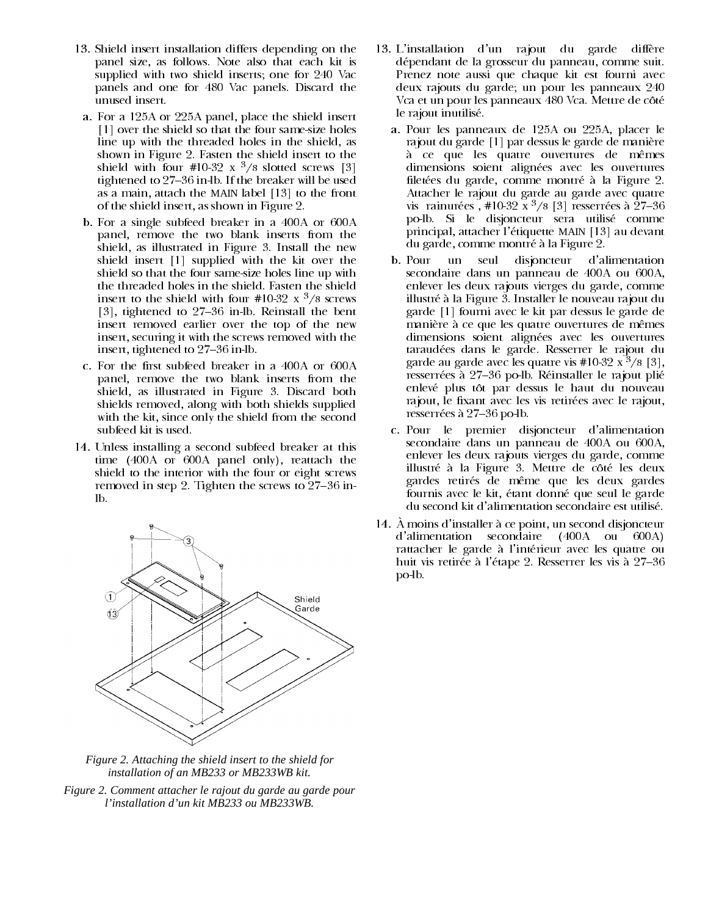13. Shield insert installation differs depending on the panel size, as follows. Note also that each kit is supplied with two shield inserts; one for 240 Vac panels and one for 480 Vac panels. Discard the unused insert.

   a. For a 125A or 225A panel, place the shield insert [1] over the shield so that the four same-size holes line up with the threaded holes in the shield, as shown in Figure 2. Fasten the shield insert to the shield with four #10-32 x $^3/_8$ slotted screws [3] tightened to 27–36 in-lb. If the breaker will be used as a main, attach the MAIN label [13] to the front of the shield insert, as shown in Figure 2.

   b. For a single subfeed breaker in a 400A or 600A panel, remove the two blank inserts from the shield, as illustrated in Figure 3. Install the new shield insert [1] supplied with the kit over the shield so that the four same-size holes line up with the threaded holes in the shield. Fasten the shield insert to the shield with four #10-32 x $^3/_8$ screws [3], tightened to 27–36 in-lb. Reinstall the bent insert removed earlier over the top of the new insert, securing it with the screws removed with the insert, tightened to 27–36 in-lb.

   c. For the first subfeed breaker in a 400A or 600A panel, remove the two blank inserts from the shield, as illustrated in Figure 3. Discard both shields removed, along with both shields supplied with the kit, since only the shield from the second subfeed kit is used.

14. Unless installing a second subfeed breaker at this time (400A or 600A panel only), reattach the shield to the interior with the four or eight screws removed in step 2. Tighten the screws to 27–36 in-lb.

*Figure 2. Attaching the shield insert to the shield for installation of an MB233 or MB233WB kit.*

*Figure 2. Comment attacher le rajout du garde au garde pour l'installation d'un kit MB233 ou MB233WB.*

13. L'installation d'un rajout du garde diffère dépendant de la grosseur du panneau, comme suit. Prenez note aussi que chaque kit est fourni avec deux rajouts du garde; un pour les panneaux 240 Vca et un pour les panneaux 480 Vca. Mettre de côté le rajout inutilisé.

   a. Pour les panneaux de 125A ou 225A, placer le rajout du garde [1] par dessus le garde de manière à ce que les quatre ouvertures de mêmes dimensions soient alignées avec les ouvertures filetées du garde, comme montré à la Figure 2. Attacher le rajout du garde au garde avec quatre vis rainurées , #10-32 x $^3/_8$ [3] resserrées à 27–36 po-lb. Si le disjoncteur sera utilisé comme principal, attacher l'étiquette MAIN [13] au devant du garde, comme montré à la Figure 2.

   b. Pour un seul disjoncteur d'alimentation secondaire dans un panneau de 400A ou 600A, enlever les deux rajouts vierges du garde, comme illustré à la Figure 3. Installer le nouveau rajout du garde [1] fourni avec le kit par dessus le garde de manière à ce que les quatre ouvertures de mêmes dimensions soient alignées avec les ouvertures taraudées dans le garde. Resserrer le rajout du garde au garde avec les quatre vis #10-32 x $^3/_8$ [3], resserrées à 27–36 po-lb. Réinstaller le rajout plié enlevé plus tôt par dessus le haut du nouveau rajout, le fixant avec les vis retirées avec le rajout, resserrées à 27–36 po-lb.

   c. Pour le premier disjoncteur d'alimentation secondaire dans un panneau de 400A ou 600A, enlever les deux rajouts vierges du garde, comme illustré à la Figure 3. Mettre de côté les deux gardes retirés de même que les deux gardes fournis avec le kit, étant donné que seul le garde du second kit d'alimentation secondaire est utilisé.

14. À moins d'installer à ce point, un second disjoncteur d'alimentation secondaire (400A ou 600A) rattacher le garde à l'intérieur avec les quatre ou huit vis retirée à l'étape 2. Resserrer les vis à 27–36 po-lb.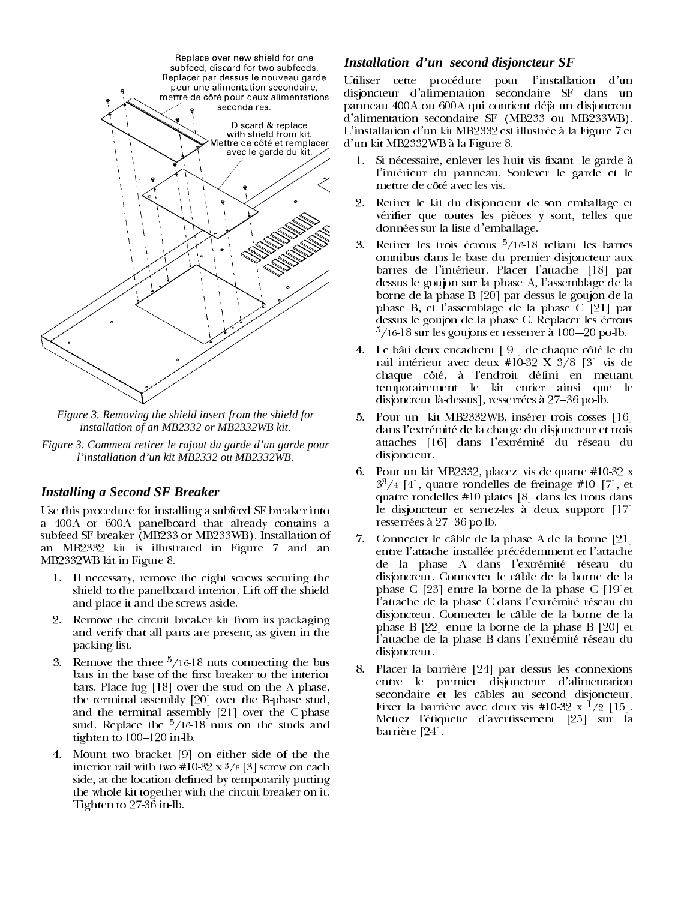Replace over new shield for one subfeed, discard for two subfeeds.
Replacer par dessus le nouveau garde pour une alimentation secondaire, mettre de côté pour deux alimentations secondaires.

Discard & replace with shield from kit.
Mettre de côté et remplacer avec le garde du kit.

*Figure 3. Removing the shield insert from the shield for installation of an MB2332 or MB2332WB kit.*

*Figure 3. Comment retirer le rajout du garde d'un garde pour l'installation d'un kit MB2332 ou MB2332WB.*

### *Installing a Second SF Breaker*

Use this procedure for installing a subfeed SF breaker into a 400A or 600A panelboard that already contains a subfeed SF breaker (MB233 or MB233WB). Installation of an MB2332 kit is illustrated in Figure 7 and an MB2332WB kit in Figure 8.

1. If necessary, remove the eight screws securing the shield to the panelboard interior. Lift off the shield and place it and the screws aside.
2. Remove the circuit breaker kit from its packaging and verify that all parts are present, as given in the packing list.
3. Remove the three $^{5}/_{16}$-18 nuts connecting the bus bars in the base of the first breaker to the interior bars. Place lug [18] over the stud on the A phase, the terminal assembly [20] over the B-phase stud, and the terminal assembly [21] over the C-phase stud. Replace the $^{5}/_{16}$-18 nuts on the studs and tighten to 100–120 in-lb.
4. Mount two bracket [9] on either side of the the interior rail with two #10-32 x $^{3}/_{8}$ [3] screw on each side, at the location defined by temporarily putting the whole kit together with the circuit breaker on it. Tighten to 27-36 in-lb.

### *Installation d'un second disjoncteur SF*

Utiliser cette procédure pour l'installation d'un disjoncteur d'alimentation secondaire SF dans un panneau 400A ou 600A qui contient déjà un disjoncteur d'alimentation secondaire SF (MB233 ou MB233WB). L'installation d'un kit MB2332 est illustrée à la Figure 7 et d'un kit MB2332WB à la Figure 8.

1. Si nécessaire, enlever les huit vis fixant le garde à l'intérieur du panneau. Soulever le garde et le mettre de côté avec les vis.
2. Retirer le kit du disjoncteur de son emballage et vérifier que toutes les pièces y sont, telles que données sur la liste d'emballage.
3. Retirer les trois écrous $^{5}/_{16}$-18 reliant les barres omnibus dans le base du premier disjoncteur aux barres de l'intérieur. Placer l'attache [18] par dessus le goujon sur la phase A, l'assemblage de la borne de la phase B [20] par dessus le goujon de la phase B, et l'assemblage de la phase C [21] par dessus le goujon de la phase C. Replacer les écrous $^{5}/_{16}$-18 sur les goujons et resserrer à 100—20 po-lb.
4. Le bâti deux encadrent [ 9 ] de chaque côté le du rail intérieur avec deux #10-32 X 3/8 [3] vis de chaque côté, à l'endroit défini en mettant temporairement le kit entier ainsi que le disjoncteur là-dessus], resserrées à 27–36 po-lb.
5. Pour un kit MB2332WB, insérer trois cosses [16] dans l'extrémité de la charge du disjoncteur et trois attaches [16] dans l'extrémité du réseau du disjoncteur.
6. Pour un kit MB2332, placez vis de quatre #10-32 x $3^{3}/_{4}$ [4], quatre rondelles de freinage #10 [7], et quatre rondelles #10 plates [8] dans les trous dans le disjoncteur et serrez-les à deux support [17] resserrées à 27–36 po-lb.
7. Connecter le câble de la phase A de la borne [21] entre l'attache installée précédemment et l'attache de la phase A dans l'extrémité réseau du disjoncteur. Connecter le câble de la borne de la phase C [23] entre la borne de la phase C [19]et l'attache de la phase C dans l'extrémité réseau du disjoncteur. Connecter le câble de la borne de la phase B [22] entre la borne de la phase B [20] et l'attache de la phase B dans l'extrémité réseau du disjoncteur.
8. Placer la barrière [24] par dessus les connexions entre le premier disjoncteur d'alimentation secondaire et les câbles au second disjoncteur. Fixer la barrière avec deux vis #10-32 x $^{1}/_{2}$ [15]. Mettez l'étiquette d'avertissement [25] sur la barrière [24].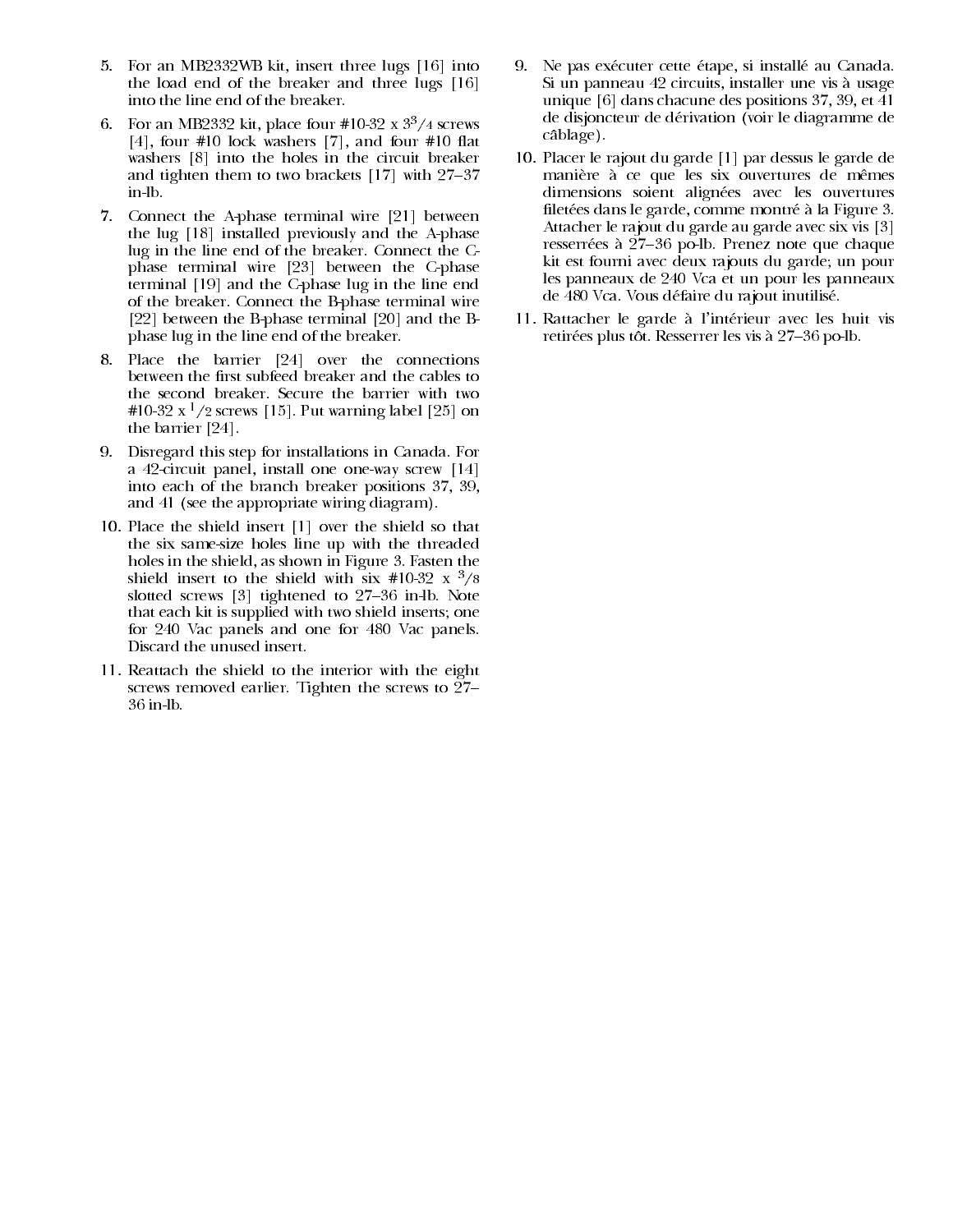5. For an MB2332WB kit, insert three lugs [16] into the load end of the breaker and three lugs [16] into the line end of the breaker.
6. For an MB2332 kit, place four #10-32 x $3^3/4$ screws [4], four #10 lock washers [7], and four #10 flat washers [8] into the holes in the circuit breaker and tighten them to two brackets [17] with 27–37 in-lb.
7. Connect the A-phase terminal wire [21] between the lug [18] installed previously and the A-phase lug in the line end of the breaker. Connect the C-phase terminal wire [23] between the C-phase terminal [19] and the C-phase lug in the line end of the breaker. Connect the B-phase terminal wire [22] between the B-phase terminal [20] and the B-phase lug in the line end of the breaker.
8. Place the barrier [24] over the connections between the first subfeed breaker and the cables to the second breaker. Secure the barrier with two #10-32 x $^1/2$ screws [15]. Put warning label [25] on the barrier [24].
9. Disregard this step for installations in Canada. For a 42-circuit panel, install one one-way screw [14] into each of the branch breaker positions 37, 39, and 41 (see the appropriate wiring diagram).
10. Place the shield insert [1] over the shield so that the six same-size holes line up with the threaded holes in the shield, as shown in Figure 3. Fasten the shield insert to the shield with six #10-32 x $^3/8$ slotted screws [3] tightened to 27–36 in-lb. Note that each kit is supplied with two shield inserts; one for 240 Vac panels and one for 480 Vac panels. Discard the unused insert.
11. Reattach the shield to the interior with the eight screws removed earlier. Tighten the screws to 27–36 in-lb.

9. Ne pas exécuter cette étape, si installé au Canada. Si un panneau 42 circuits, installer une vis à usage unique [6] dans chacune des positions 37, 39, et 41 de disjoncteur de dérivation (voir le diagramme de câblage).
10. Placer le rajout du garde [1] par dessus le garde de manière à ce que les six ouvertures de mêmes dimensions soient alignées avec les ouvertures filetées dans le garde, comme montré à la Figure 3. Attacher le rajout du garde au garde avec six vis [3] resserrées à 27–36 po-lb. Prenez note que chaque kit est fourni avec deux rajouts du garde; un pour les panneaux de 240 Vca et un pour les panneaux de 480 Vca. Vous défaire du rajout inutilisé.
11. Rattacher le garde à l'intérieur avec les huit vis retirées plus tôt. Resserrer les vis à 27–36 po-lb.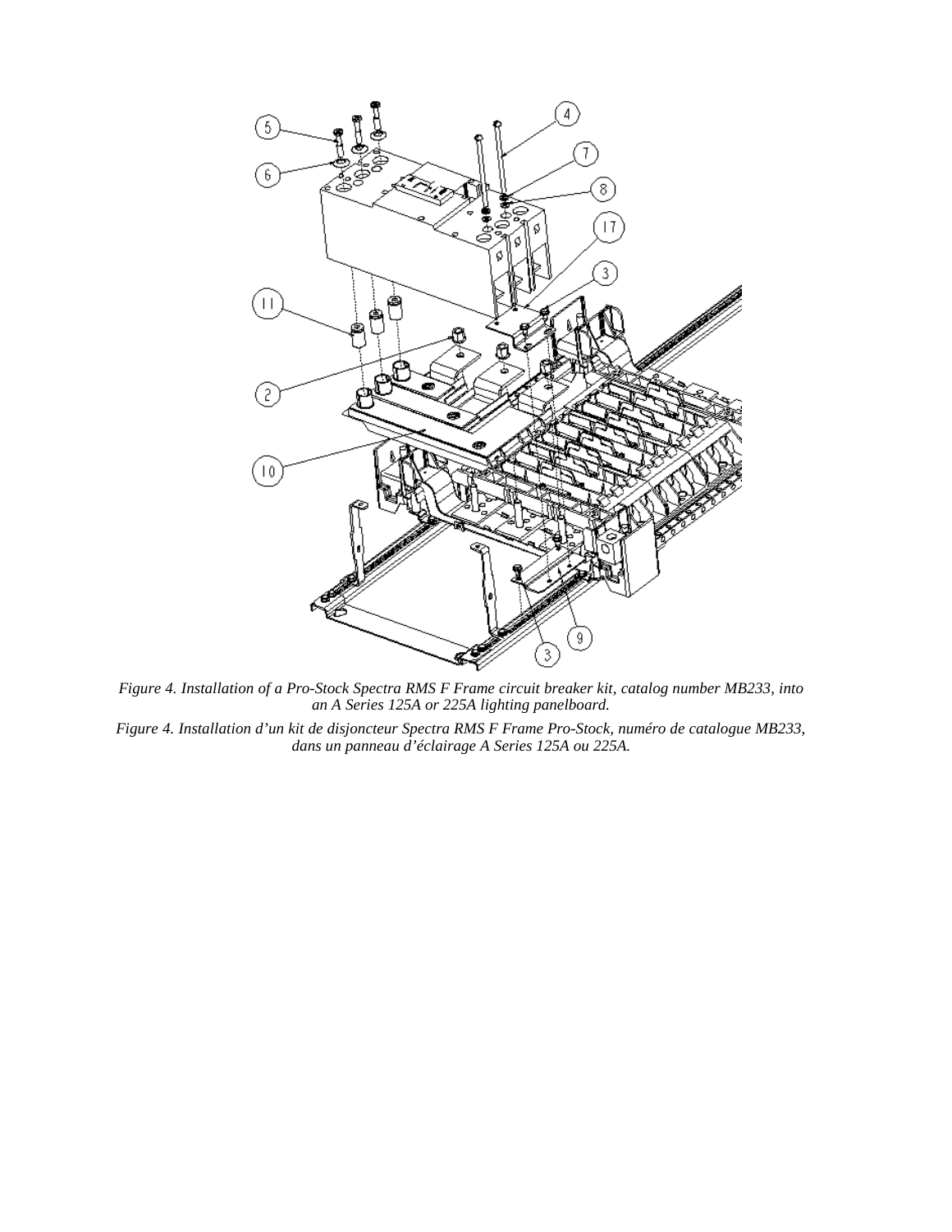*Figure 4. Installation of a Pro-Stock Spectra RMS F Frame circuit breaker kit, catalog number MB233, into an A Series 125A or 225A lighting panelboard.*

*Figure 4. Installation d'un kit de disjoncteur Spectra RMS F Frame Pro-Stock, numéro de catalogue MB233, dans un panneau d'éclairage A Series 125A ou 225A.*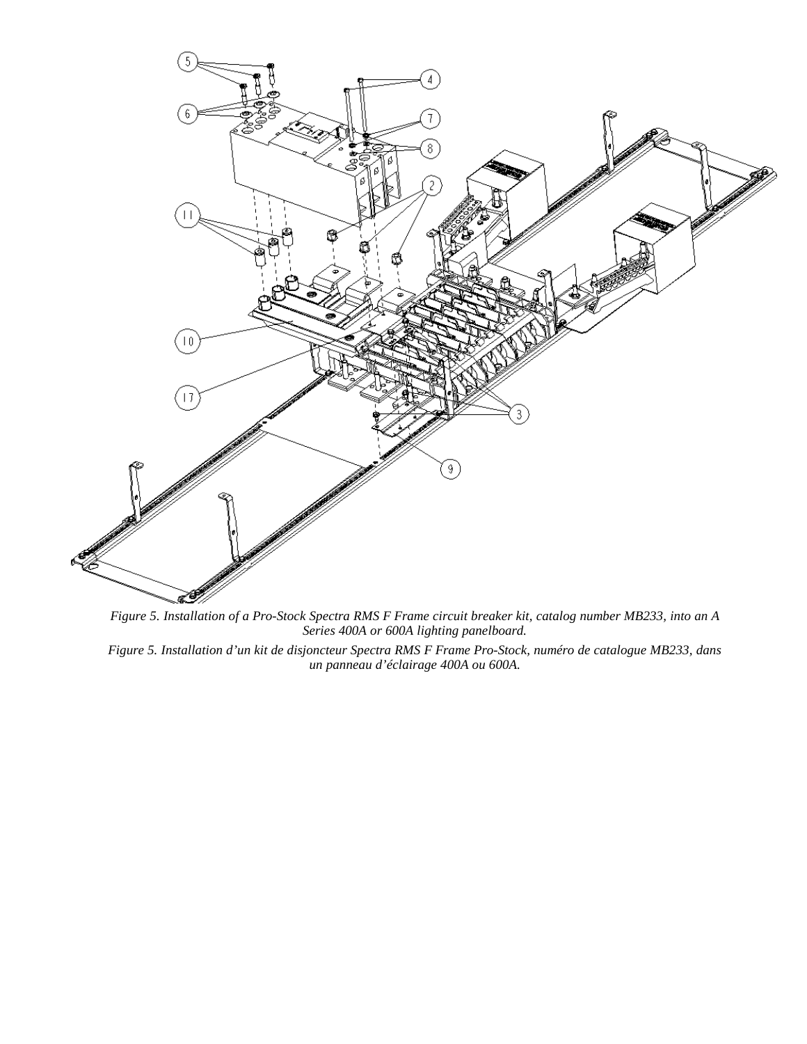*Figure 5. Installation of a Pro-Stock Spectra RMS F Frame circuit breaker kit, catalog number MB233, into an A Series 400A or 600A lighting panelboard.*

*Figure 5. Installation d'un kit de disjoncteur Spectra RMS F Frame Pro-Stock, numéro de catalogue MB233, dans un panneau d'éclairage 400A ou 600A.*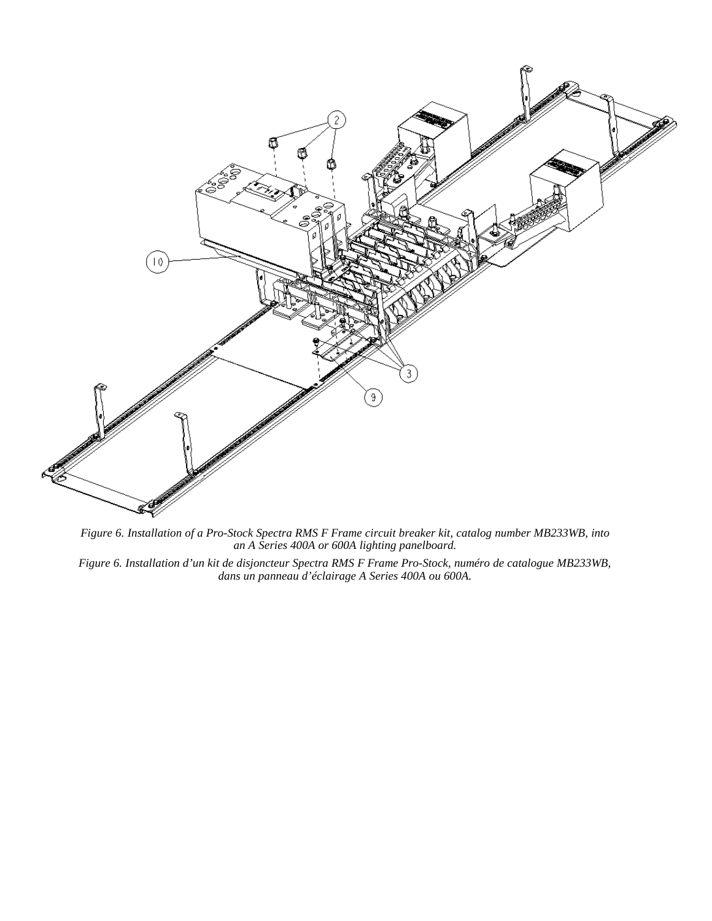*Figure 6. Installation of a Pro-Stock Spectra RMS F Frame circuit breaker kit, catalog number MB233WB, into an A Series 400A or 600A lighting panelboard.*

*Figure 6. Installation d'un kit de disjoncteur Spectra RMS F Frame Pro-Stock, numéro de catalogue MB233WB, dans un panneau d'éclairage A Series 400A ou 600A.*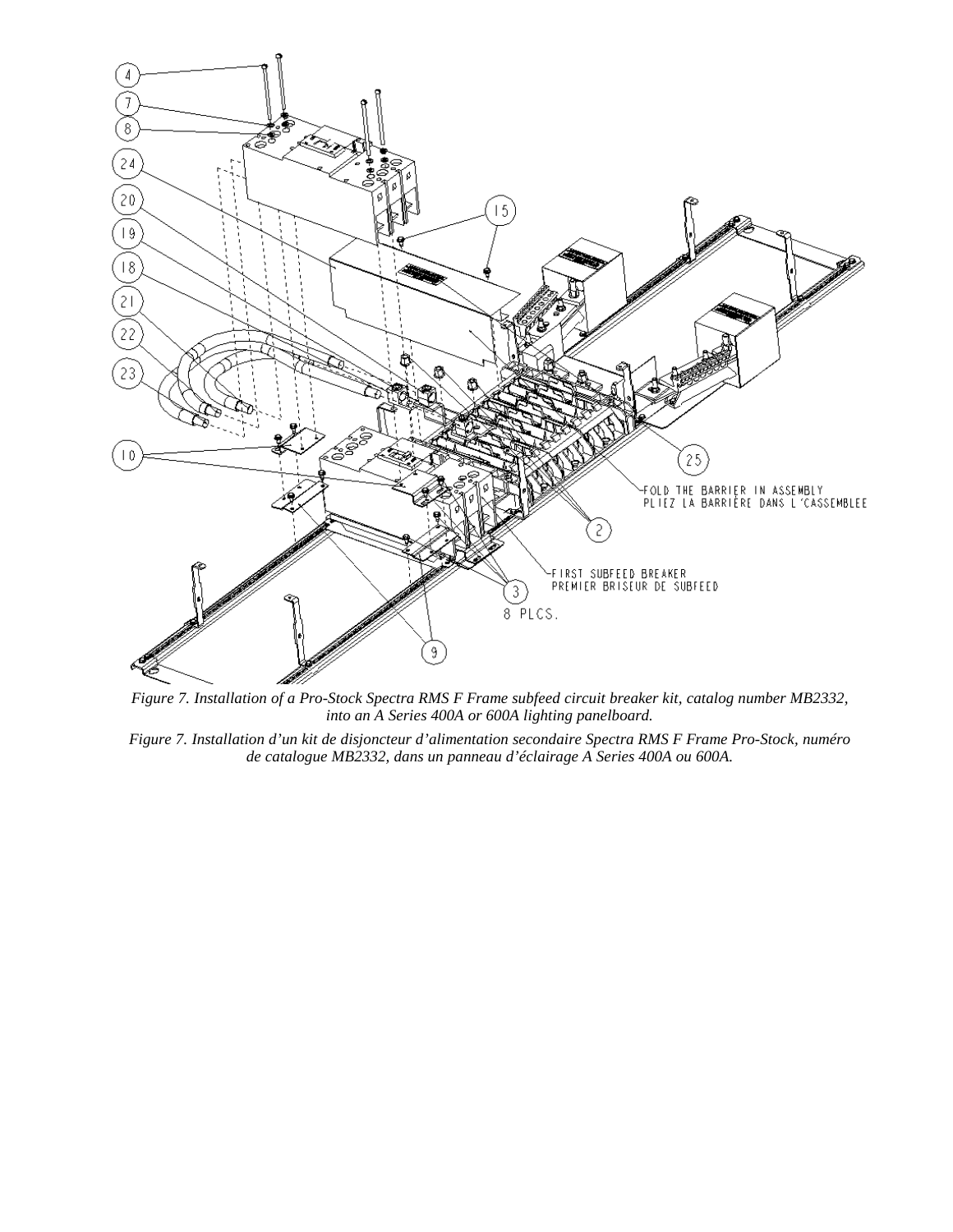*Figure 7. Installation of a Pro-Stock Spectra RMS F Frame subfeed circuit breaker kit, catalog number MB2332, into an A Series 400A or 600A lighting panelboard.*

*Figure 7. Installation d'un kit de disjoncteur d'alimentation secondaire Spectra RMS F Frame Pro-Stock, numéro de catalogue MB2332, dans un panneau d'éclairage A Series 400A ou 600A.*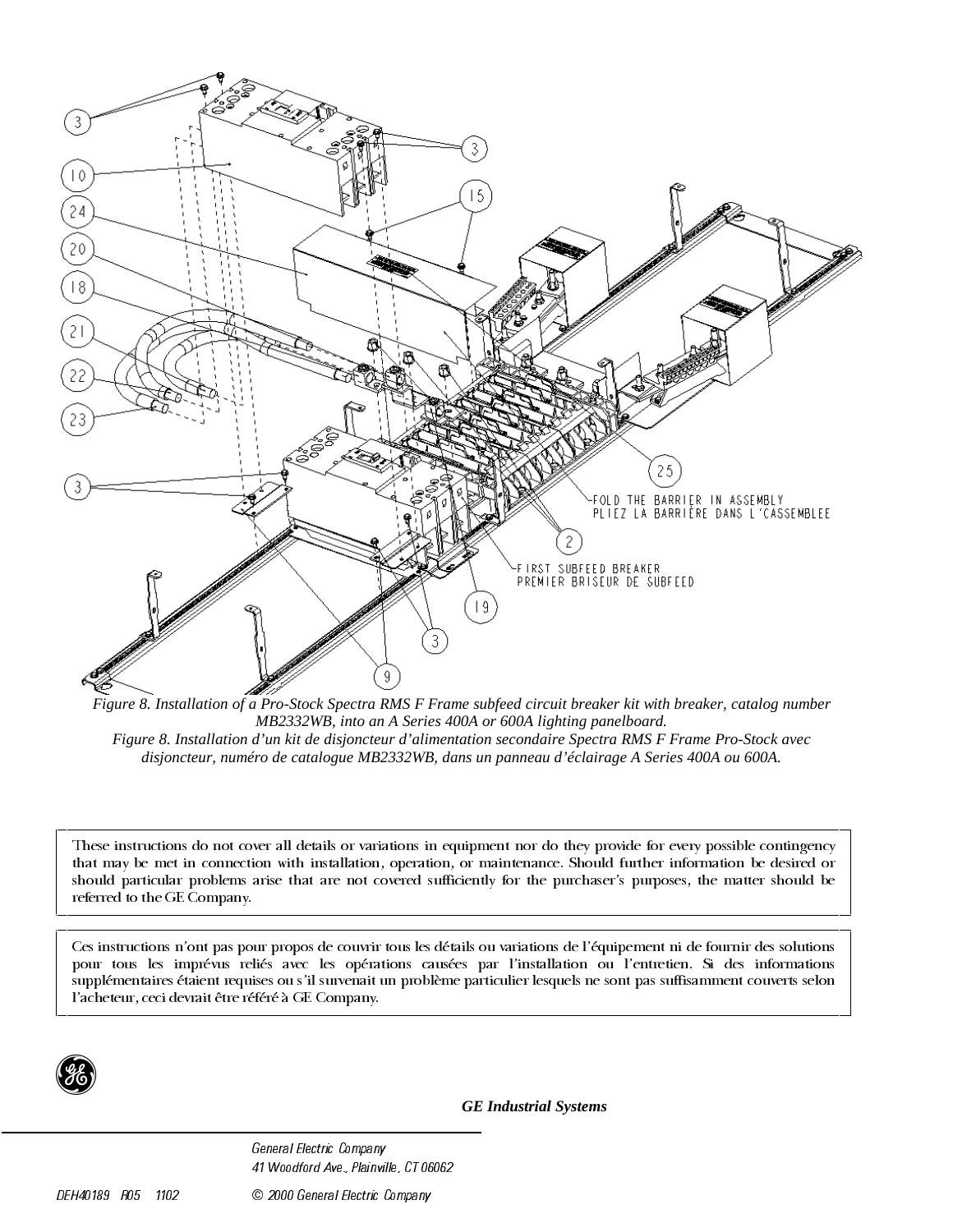Figure 8. Installation of a Pro-Stock Spectra RMS F Frame subfeed circuit breaker kit with breaker, catalog number MB2332WB, into an A Series 400A or 600A lighting panelboard.

Figure 8. Installation d'un kit de disjoncteur d'alimentation secondaire Spectra RMS F Frame Pro-Stock avec disjoncteur, numéro de catalogue MB2332WB, dans un panneau d'éclairage A Series 400A ou 600A.

These instructions do not cover all details or variations in equipment nor do they provide for every possible contingency that may be met in connection with installation, operation, or maintenance. Should further information be desired or should particular problems arise that are not covered sufficiently for the purchaser's purposes, the matter should be referred to the GE Company.

Ces instructions n'ont pas pour propos de couvrir tous les détails ou variations de l'équipement ni de fournir des solutions pour tous les imprévus reliés avec les opérations causées par l'installation ou l'entretien. Si des informations supplémentaires étaient requises ou s'il survenait un problème particulier lesquels ne sont pas suffisamment couverts selon l'acheteur, ceci devrait être référé à GE Company.

**GE Industrial Systems**

General Electric Company
41 Woodford Ave., Plainville, CT 06062

DEH40189 R05 1102

© 2000 General Electric Company